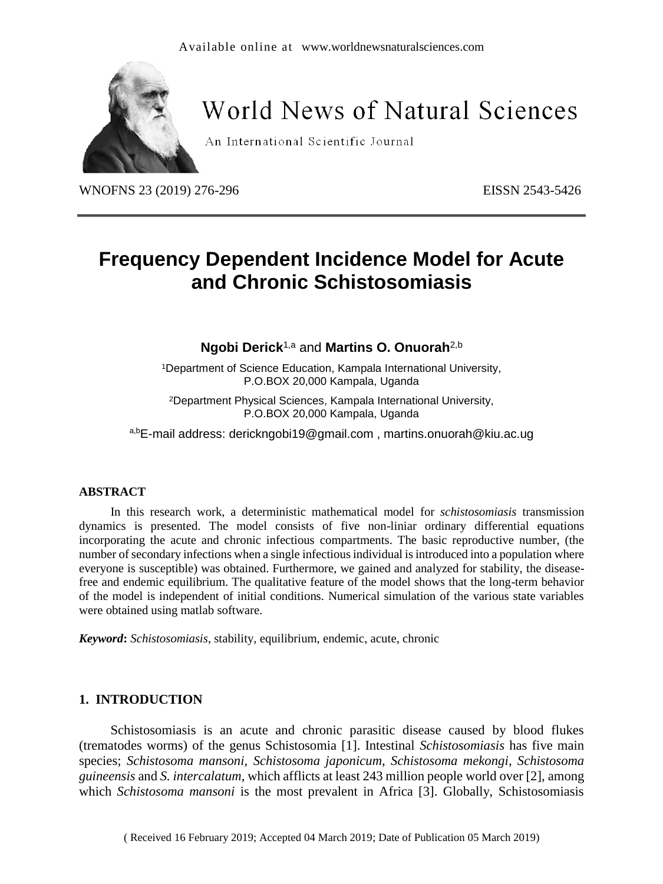Available online at www.worldnewsnaturalsciences.com

# World News of Natural Sciences

An International Scientific Journal

WNOFNS 23 (2019) 276-296 EISSN 2543-5426

# Frequency Dependent Incidence Model for Acute and Chronic Schistosomiasis

**Ngobi Derick**[1,a] and **Martins O. Onuorah**[2,b]

[1]Department of Science Education, Kampala International University, P.O.BOX 20,000 Kampala, Uganda

[2]Department Physical Sciences, Kampala International University, P.O.BOX 20,000 Kampala, Uganda

[a,b]E-mail address: derickngobi19@gmail.com , martins.onuorah@kiu.ac.ug

## ABSTRACT

In this research work, a deterministic mathematical model for *schistosomiasis* transmission dynamics is presented. The model consists of five non-liniar ordinary differential equations incorporating the acute and chronic infectious compartments. The basic reproductive number, (the number of secondary infections when a single infectious individual is introduced into a population where everyone is susceptible) was obtained. Furthermore, we gained and analyzed for stability, the disease-free and endemic equilibrium. The qualitative feature of the model shows that the long-term behavior of the model is independent of initial conditions. Numerical simulation of the various state variables were obtained using matlab software.

***Keyword*:** *Schistosomiasis*, stability, equilibrium, endemic, acute, chronic

## 1. INTRODUCTION

Schistosomiasis is an acute and chronic parasitic disease caused by blood flukes (trematodes worms) of the genus Schistosomia [1]. Intestinal *Schistosomiasis* has five main species; *Schistosoma mansoni, Schistosoma japonicum*, *Schistosoma mekongi, Schistosoma guineensis* and *S. intercalatum*, which afflicts at least 243 million people world over [2], among which *Schistosoma mansoni* is the most prevalent in Africa [3]. Globally, Schistosomiasis

( Received 16 February 2019; Accepted 04 March 2019; Date of Publication 05 March 2019)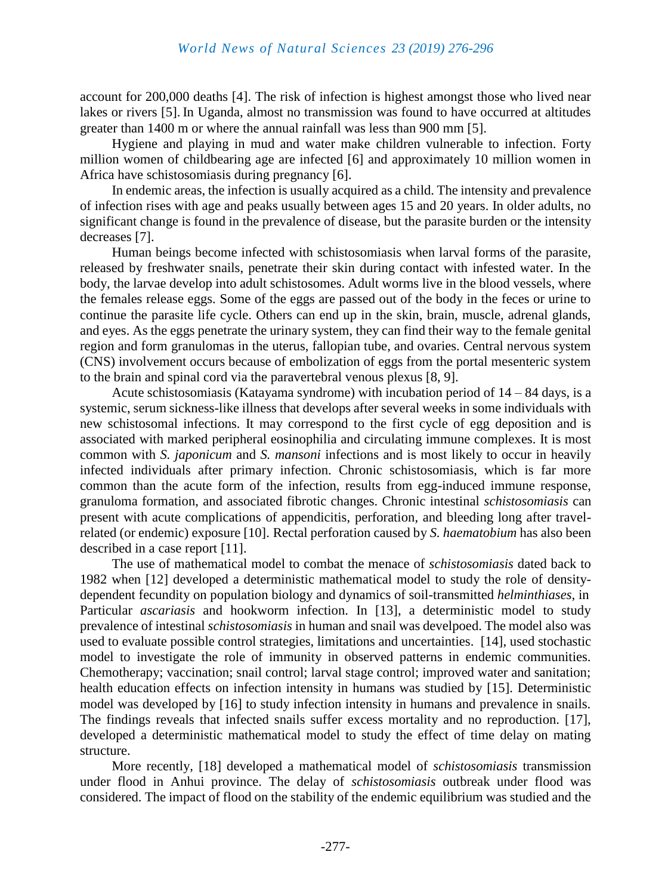account for 200,000 deaths [4]. The risk of infection is highest amongst those who lived near lakes or rivers [5]. In Uganda, almost no transmission was found to have occurred at altitudes greater than 1400 m or where the annual rainfall was less than 900 mm [5].

Hygiene and playing in mud and water make children vulnerable to infection. Forty million women of childbearing age are infected [6] and approximately 10 million women in Africa have schistosomiasis during pregnancy [6].

In endemic areas, the infection is usually acquired as a child. The intensity and prevalence of infection rises with age and peaks usually between ages 15 and 20 years. In older adults, no significant change is found in the prevalence of disease, but the parasite burden or the intensity decreases [7].

Human beings become infected with schistosomiasis when larval forms of the parasite, released by freshwater snails, penetrate their skin during contact with infested water. In the body, the larvae develop into adult schistosomes. Adult worms live in the blood vessels, where the females release eggs. Some of the eggs are passed out of the body in the feces or urine to continue the parasite life cycle. Others can end up in the skin, brain, muscle, adrenal glands, and eyes. As the eggs penetrate the urinary system, they can find their way to the female genital region and form granulomas in the uterus, fallopian tube, and ovaries. Central nervous system (CNS) involvement occurs because of embolization of eggs from the portal mesenteric system to the brain and spinal cord via the paravertebral venous plexus [8, 9].

Acute schistosomiasis (Katayama syndrome) with incubation period of 14 – 84 days, is a systemic, serum sickness-like illness that develops after several weeks in some individuals with new schistosomal infections. It may correspond to the first cycle of egg deposition and is associated with marked peripheral eosinophilia and circulating immune complexes. It is most common with *S. japonicum* and *S. mansoni* infections and is most likely to occur in heavily infected individuals after primary infection. Chronic schistosomiasis, which is far more common than the acute form of the infection, results from egg-induced immune response, granuloma formation, and associated fibrotic changes. Chronic intestinal *schistosomiasis* can present with acute complications of appendicitis, perforation, and bleeding long after travel-related (or endemic) exposure [10]. Rectal perforation caused by *S. haematobium* has also been described in a case report [11].

The use of mathematical model to combat the menace of *schistosomiasis* dated back to 1982 when [12] developed a deterministic mathematical model to study the role of density-dependent fecundity on population biology and dynamics of soil-transmitted *helminthiases*, in Particular *ascariasis* and hookworm infection. In [13], a deterministic model to study prevalence of intestinal *schistosomiasis* in human and snail was develpoed. The model also was used to evaluate possible control strategies, limitations and uncertainties. [14], used stochastic model to investigate the role of immunity in observed patterns in endemic communities. Chemotherapy; vaccination; snail control; larval stage control; improved water and sanitation; health education effects on infection intensity in humans was studied by [15]. Deterministic model was developed by [16] to study infection intensity in humans and prevalence in snails. The findings reveals that infected snails suffer excess mortality and no reproduction. [17], developed a deterministic mathematical model to study the effect of time delay on mating structure.

More recently, [18] developed a mathematical model of *schistosomiasis* transmission under flood in Anhui province. The delay of *schistosomiasis* outbreak under flood was considered. The impact of flood on the stability of the endemic equilibrium was studied and the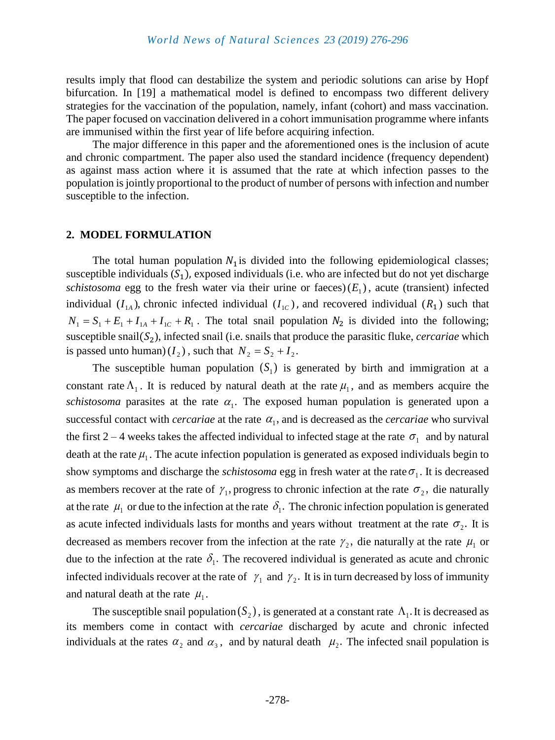results imply that flood can destabilize the system and periodic solutions can arise by Hopf bifurcation. In [19] a mathematical model is defined to encompass two different delivery strategies for the vaccination of the population, namely, infant (cohort) and mass vaccination. The paper focused on vaccination delivered in a cohort immunisation programme where infants are immunised within the first year of life before acquiring infection.

The major difference in this paper and the aforementioned ones is the inclusion of acute and chronic compartment. The paper also used the standard incidence (frequency dependent) as against mass action where it is assumed that the rate at which infection passes to the population is jointly proportional to the product of number of persons with infection and number susceptible to the infection.

## 2. MODEL FORMULATION

The total human population $N_1$ is divided into the following epidemiological classes; susceptible individuals ($S_1$), exposed individuals (i.e. who are infected but do not yet discharge *schistosoma* egg to the fresh water via their urine or faeces) ($E_1$), acute (transient) infected individual ($I_{1A}$), chronic infected individual ($I_{1C}$), and recovered individual ($R_1$) such that $N_1 = S_1 + E_1 + I_{1A} + I_{1C} + R_1$. The total snail population $N_2$ is divided into the following; susceptible snail($S_2$), infected snail (i.e. snails that produce the parasitic fluke, *cercariae* which is passed unto human) ($I_2$), such that $N_2 = S_2 + I_2$.

The susceptible human population ($S_1$) is generated by birth and immigration at a constant rate $\Lambda_1$. It is reduced by natural death at the rate $\mu_1$, and as members acquire the *schistosoma* parasites at the rate $\alpha_1$. The exposed human population is generated upon a successful contact with *cercariae* at the rate $\alpha_1$, and is decreased as the *cercariae* who survival the first 2 – 4 weeks takes the affected individual to infected stage at the rate $\sigma_1$ and by natural death at the rate $\mu_1$. The acute infection population is generated as exposed individuals begin to show symptoms and discharge the *schistosoma* egg in fresh water at the rate $\sigma_1$. It is decreased as members recover at the rate of $\gamma_1$, progress to chronic infection at the rate $\sigma_2$, die naturally at the rate $\mu_1$ or due to the infection at the rate $\delta_1$. The chronic infection population is generated as acute infected individuals lasts for months and years without treatment at the rate $\sigma_2$. It is decreased as members recover from the infection at the rate $\gamma_2$, die naturally at the rate $\mu_1$ or due to the infection at the rate $\delta_1$. The recovered individual is generated as acute and chronic infected individuals recover at the rate of $\gamma_1$ and $\gamma_2$. It is in turn decreased by loss of immunity and natural death at the rate $\mu_1$.

The susceptible snail population ($S_2$), is generated at a constant rate $\Lambda_1$. It is decreased as its members come in contact with *cercariae* discharged by acute and chronic infected individuals at the rates $\alpha_2$ and $\alpha_3$, and by natural death $\mu_2$. The infected snail population is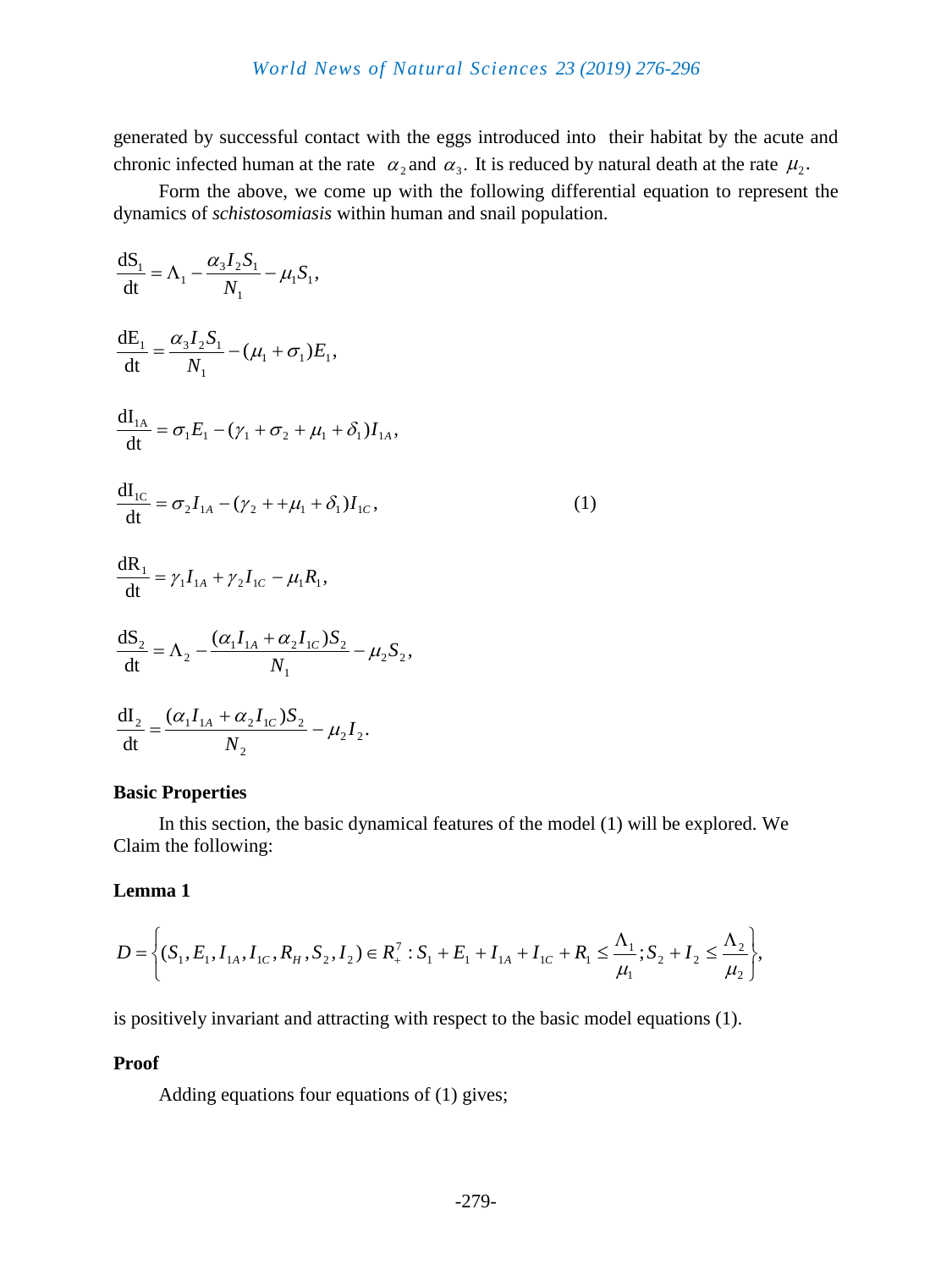generated by successful contact with the eggs introduced into their habitat by the acute and chronic infected human at the rate $\alpha_2$ and $\alpha_3$. It is reduced by natural death at the rate $\mu_2$.

Form the above, we come up with the following differential equation to represent the dynamics of *schistosomiasis* within human and snail population.

$$
\begin{aligned}
\frac{dS_1}{dt} &= \Lambda_1 - \frac{\alpha_3 I_2 S_1}{N_1} - \mu_1 S_1, \\
\frac{dE_1}{dt} &= \frac{\alpha_3 I_2 S_1}{N_1} - (\mu_1 + \sigma_1) E_1, \\
\frac{dI_{1A}}{dt} &= \sigma_1 E_1 - (\gamma_1 + \sigma_2 + \mu_1 + \delta_1) I_{1A}, \\
\frac{dI_{1C}}{dt} &= \sigma_2 I_{1A} - (\gamma_2 + +\mu_1 + \delta_1) I_{1C}, \qquad (1) \\
\frac{dR_1}{dt} &= \gamma_1 I_{1A} + \gamma_2 I_{1C} - \mu_1 R_1, \\
\frac{dS_2}{dt} &= \Lambda_2 - \frac{(\alpha_1 I_{1A} + \alpha_2 I_{1C}) S_2}{N_1} - \mu_2 S_2, \\
\frac{dI_2}{dt} &= \frac{(\alpha_1 I_{1A} + \alpha_2 I_{1C}) S_2}{N_2} - \mu_2 I_2.
\end{aligned}
$$

**Basic Properties**

In this section, the basic dynamical features of the model (1) will be explored. We Claim the following:

**Lemma 1**

$$
D = \left\{ (S_1, E_1, I_{1A}, I_{1C}, R_H, S_2, I_2) \in R_+^7 : S_1 + E_1 + I_{1A} + I_{1C} + R_1 \le \frac{\Lambda_1}{\mu_1}; S_2 + I_2 \le \frac{\Lambda_2}{\mu_2} \right\},
$$

is positively invariant and attracting with respect to the basic model equations (1).

**Proof**

Adding equations four equations of (1) gives;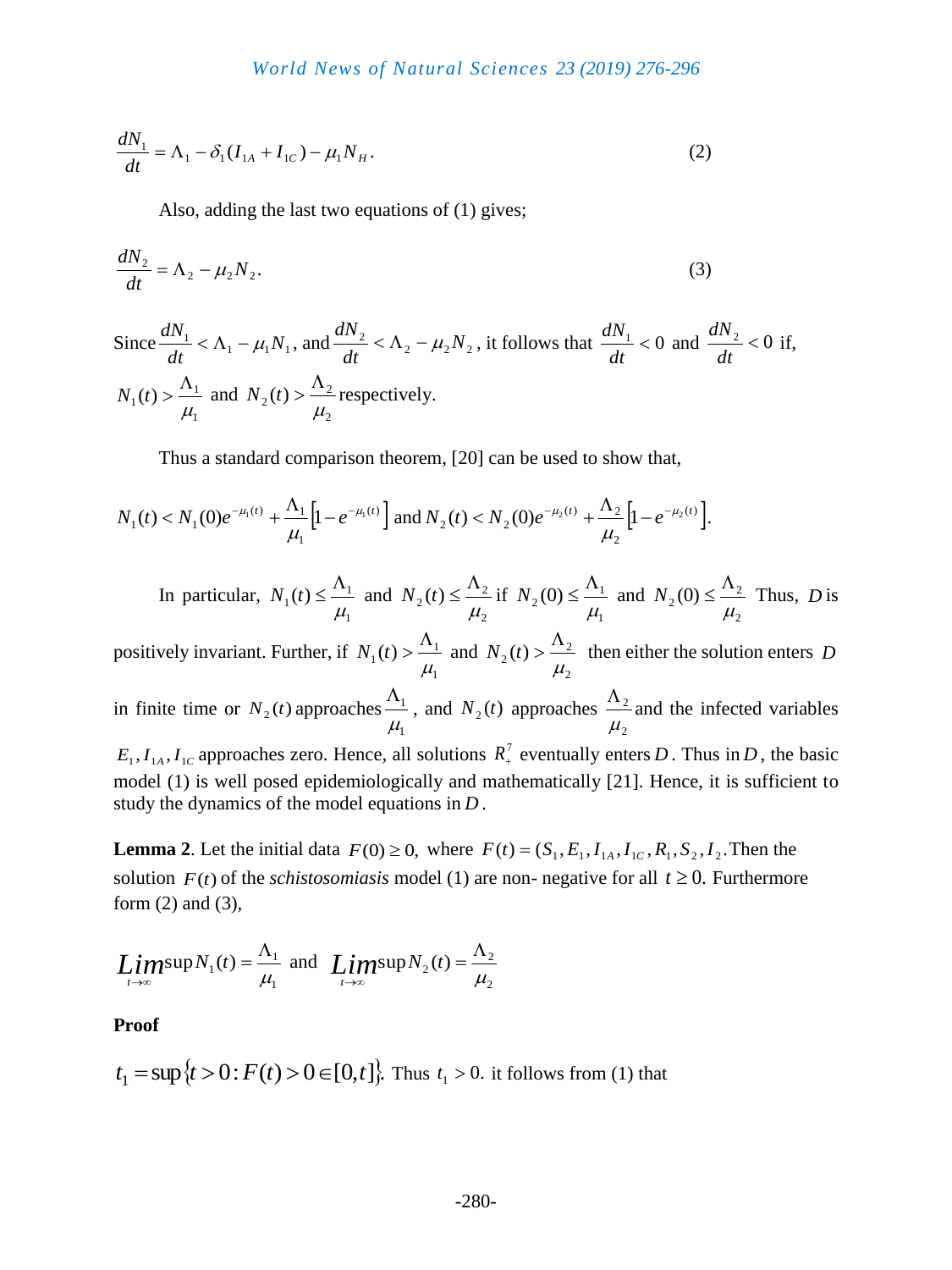$$\frac{dN_1}{dt} = \Lambda_1 - \delta_1(I_{1A} + I_{1C}) - \mu_1 N_H. \tag{2}$$

Also, adding the last two equations of (1) gives;

$$\frac{dN_2}{dt} = \Lambda_2 - \mu_2 N_2. \tag{3}$$

Since $\frac{dN_1}{dt} < \Lambda_1 - \mu_1 N_1$, and $\frac{dN_2}{dt} < \Lambda_2 - \mu_2 N_2$, it follows that $\frac{dN_1}{dt} < 0$ and $\frac{dN_2}{dt} < 0$ if, $N_1(t) > \frac{\Lambda_1}{\mu_1}$ and $N_2(t) > \frac{\Lambda_2}{\mu_2}$ respectively.

Thus a standard comparison theorem, [20] can be used to show that,

$$N_1(t) < N_1(0)e^{-\mu_1(t)} + \frac{\Lambda_1}{\mu_1}\left[1 - e^{-\mu_1(t)}\right] \text{ and } N_2(t) < N_2(0)e^{-\mu_2(t)} + \frac{\Lambda_2}{\mu_2}\left[1 - e^{-\mu_2(t)}\right].$$

In particular, $N_1(t) \le \frac{\Lambda_1}{\mu_1}$ and $N_2(t) \le \frac{\Lambda_2}{\mu_2}$ if $N_2(0) \le \frac{\Lambda_1}{\mu_1}$ and $N_2(0) \le \frac{\Lambda_2}{\mu_2}$ Thus, $D$ is positively invariant. Further, if $N_1(t) > \frac{\Lambda_1}{\mu_1}$ and $N_2(t) > \frac{\Lambda_2}{\mu_2}$ then either the solution enters $D$ in finite time or $N_2(t)$ approaches $\frac{\Lambda_1}{\mu_1}$, and $N_2(t)$ approaches $\frac{\Lambda_2}{\mu_2}$ and the infected variables $E_1, I_{1A}, I_{1C}$ approaches zero. Hence, all solutions $R_+^7$ eventually enters $D$. Thus in $D$, the basic model (1) is well posed epidemiologically and mathematically [21]. Hence, it is sufficient to study the dynamics of the model equations in $D$.

**Lemma 2**. Let the initial data $F(0) \ge 0$, where $F(t) = (S_1, E_1, I_{1A}, I_{1C}, R_1, S_2, I_2$. Then the solution $F(t)$ of the *schistosomiasis* model (1) are non- negative for all $t \ge 0$. Furthermore form (2) and (3),

$$\underset{t\to\infty}{Lim}\sup N_1(t) = \frac{\Lambda_1}{\mu_1} \text{ and } \underset{t\to\infty}{Lim}\sup N_2(t) = \frac{\Lambda_2}{\mu_2}$$

**Proof**

$t_1 = \sup\{t > 0 : F(t) > 0 \in [0,t]\}$. Thus $t_1 > 0$. it follows from (1) that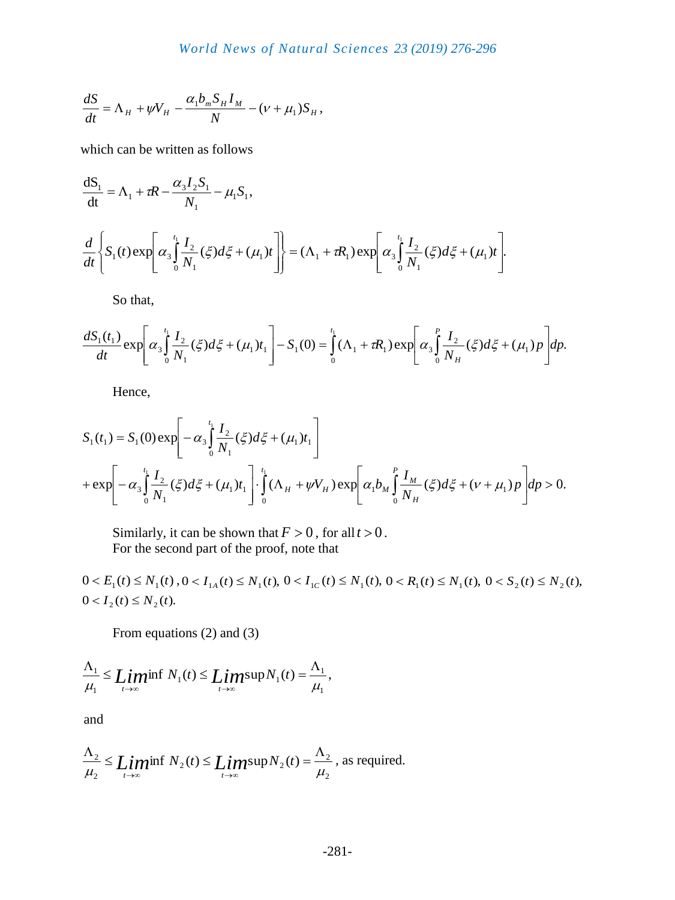$$\frac{dS}{dt} = \Lambda_H + \psi V_H - \frac{\alpha_1 b_m S_H I_M}{N} - (\nu + \mu_1) S_H,$$

which can be written as follows

$$\frac{\mathrm{dS_1}}{\mathrm{dt}} = \Lambda_1 + \tau R - \frac{\alpha_3 I_2 S_1}{N_1} - \mu_1 S_1,$$

$$\frac{d}{dt}\left\{ S_1(t) \exp\left[ \alpha_3 \int_0^{t_1} \frac{I_2}{N_1}(\xi) d\xi + (\mu_1) t \right] \right\} = (\Lambda_1 + \tau R_1) \exp\left[ \alpha_3 \int_0^{t_1} \frac{I_2}{N_1}(\xi) d\xi + (\mu_1) t \right].$$

So that,

$$\frac{dS_1(t_1)}{dt} \exp\left[ \alpha_3 \int_0^{t_1} \frac{I_2}{N_1}(\xi) d\xi + (\mu_1) t_1 \right] - S_1(0) = \int_0^{t_1} (\Lambda_1 + \tau R_1) \exp\left[ \alpha_3 \int_0^{P} \frac{I_2}{N_H}(\xi) d\xi + (\mu_1) p \right] dp.$$

Hence,

$$S_1(t_1) = S_1(0) \exp\left[ -\alpha_3 \int_0^{t_1} \frac{I_2}{N_1}(\xi) d\xi + (\mu_1) t_1 \right]$$
$$+ \exp\left[ -\alpha_3 \int_0^{t_1} \frac{I_2}{N_1}(\xi) d\xi + (\mu_1) t_1 \right] \cdot \int_0^{t_1} (\Lambda_H + \psi V_H) \exp\left[ \alpha_1 b_M \int_0^{P} \frac{I_M}{N_H}(\xi) d\xi + (\nu + \mu_1) p \right] dp > 0.$$

Similarly, it can be shown that $F > 0$, for all $t > 0$.
For the second part of the proof, note that

$0 < E_1(t) \le N_1(t)$, $0 < I_{1A}(t) \le N_1(t)$, $0 < I_{1C}(t) \le N_1(t)$, $0 < R_1(t) \le N_1(t)$, $0 < S_2(t) \le N_2(t)$, $0 < I_2(t) \le N_2(t)$.

From equations (2) and (3)

$$\frac{\Lambda_1}{\mu_1} \le \underset{t\to\infty}{Lim}\inf N_1(t) \le \underset{t\to\infty}{Lim}\sup N_1(t) = \frac{\Lambda_1}{\mu_1},$$

and

$$\frac{\Lambda_2}{\mu_2} \le \underset{t\to\infty}{Lim}\inf N_2(t) \le \underset{t\to\infty}{Lim}\sup N_2(t) = \frac{\Lambda_2}{\mu_2},$$ as required.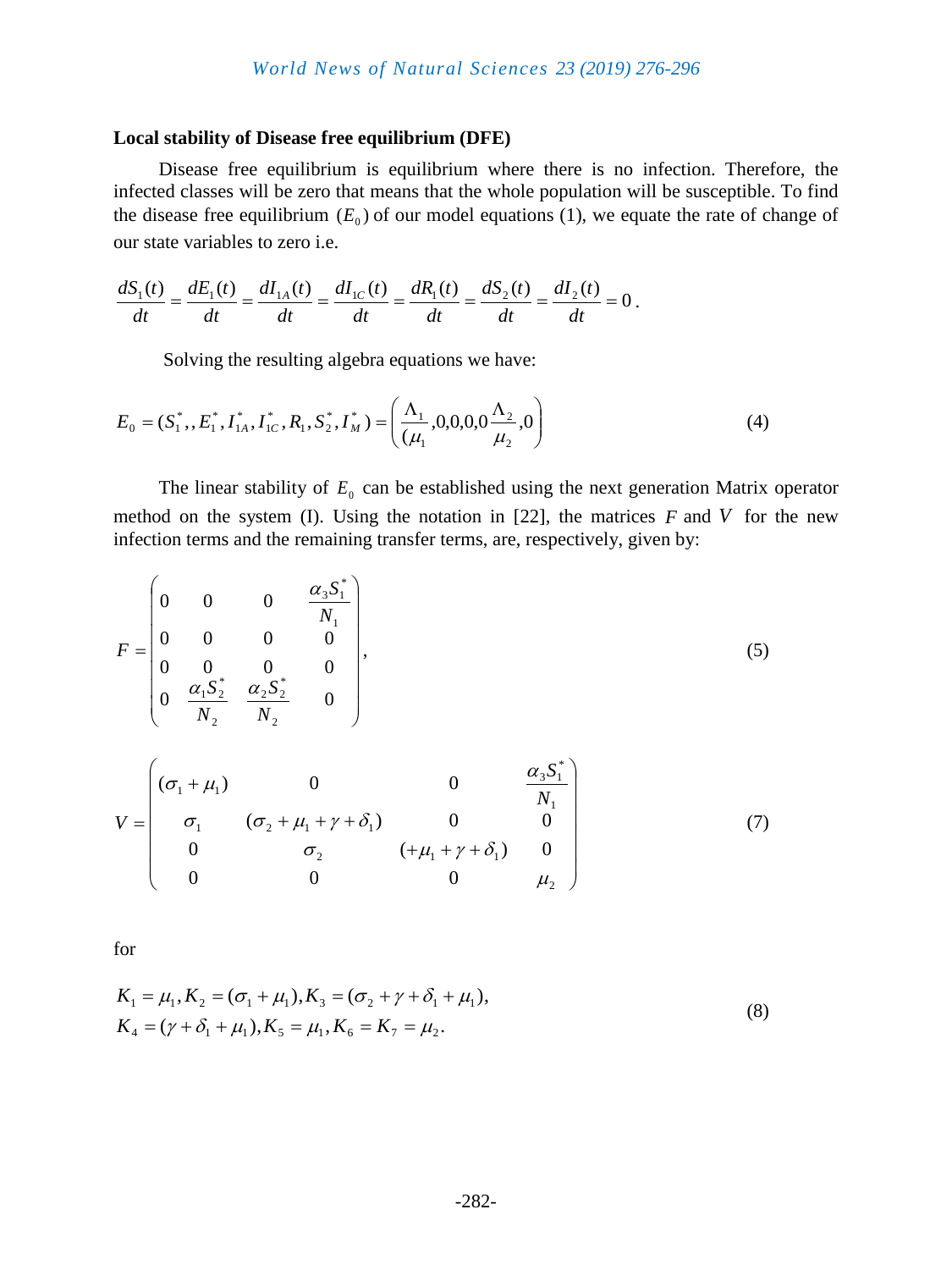### Local stability of Disease free equilibrium (DFE)

Disease free equilibrium is equilibrium where there is no infection. Therefore, the infected classes will be zero that means that the whole population will be susceptible. To find the disease free equilibrium ($E_0$) of our model equations (1), we equate the rate of change of our state variables to zero i.e.

$$\frac{dS_1(t)}{dt} = \frac{dE_1(t)}{dt} = \frac{dI_{1A}(t)}{dt} = \frac{dI_{1C}(t)}{dt} = \frac{dR_1(t)}{dt} = \frac{dS_2(t)}{dt} = \frac{dI_2(t)}{dt} = 0.$$

Solving the resulting algebra equations we have:

$$E_0 = (S_1^*,, E_1^*, I_{1A}^*, I_{1C}^*, R_1, S_2^*, I_M^*) = \left( \frac{\Lambda_1}{(\mu_1}, 0,0,0,0 \frac{\Lambda_2}{\mu_2}, 0 \right) \tag{4}$$

The linear stability of $E_0$ can be established using the next generation Matrix operator method on the system (I). Using the notation in [22], the matrices $F$ and $V$ for the new infection terms and the remaining transfer terms, are, respectively, given by:

$$F = \begin{pmatrix} 0 & 0 & 0 & \frac{\alpha_3 S_1^*}{N_1} \\ 0 & 0 & 0 & 0 \\ 0 & 0 & 0 & 0 \\ 0 & \frac{\alpha_1 S_2^*}{N_2} & \frac{\alpha_2 S_2^*}{N_2} & 0 \end{pmatrix}, \tag{5}$$

$$V = \begin{pmatrix} (\sigma_1 + \mu_1) & 0 & 0 & \frac{\alpha_3 S_1^*}{N_1} \\ \sigma_1 & (\sigma_2 + \mu_1 + \gamma + \delta_1) & 0 & 0 \\ 0 & \sigma_2 & (+\mu_1 + \gamma + \delta_1) & 0 \\ 0 & 0 & 0 & \mu_2 \end{pmatrix} \tag{7}$$

for

$$\begin{aligned} &K_1 = \mu_1, K_2 = (\sigma_1 + \mu_1), K_3 = (\sigma_2 + \gamma + \delta_1 + \mu_1), \\ &K_4 = (\gamma + \delta_1 + \mu_1), K_5 = \mu_1, K_6 = K_7 = \mu_2. \end{aligned} \tag{8}$$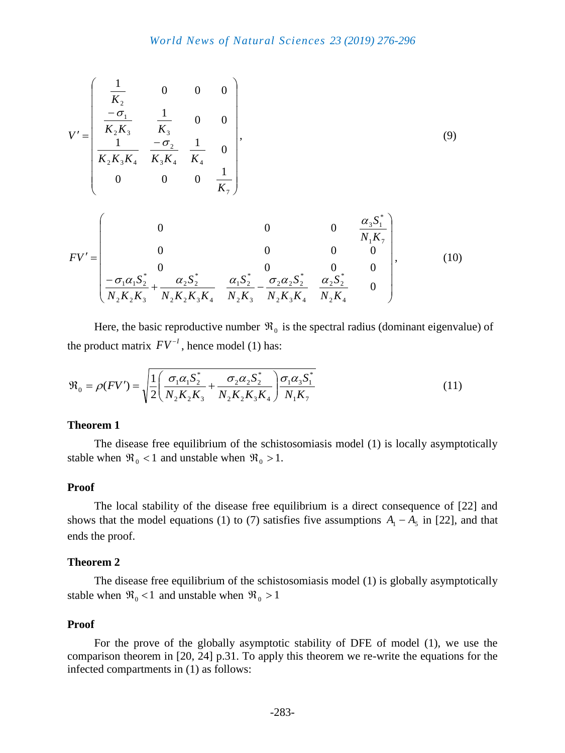$$
V' = \begin{pmatrix} \frac{1}{K_2} & 0 & 0 & 0 \\ \frac{-\sigma_1}{K_2 K_3} & \frac{1}{K_3} & 0 & 0 \\ \frac{1}{K_2 K_3 K_4} & \frac{-\sigma_2}{K_3 K_4} & \frac{1}{K_4} & 0 \\ 0 & 0 & 0 & \frac{1}{K_7} \end{pmatrix}, \tag{9}
$$

$$
FV' = \begin{pmatrix} 0 & 0 & 0 & \frac{\alpha_3 S_1^*}{N_1 K_7} \\ 0 & 0 & 0 & 0 \\ 0 & 0 & 0 & 0 \\ \frac{-\sigma_1 \alpha_1 S_2^*}{N_2 K_2 K_3} + \frac{\alpha_2 S_2^*}{N_2 K_2 K_3 K_4} & \frac{\alpha_1 S_2^*}{N_2 K_3} - \frac{\sigma_2 \alpha_2 S_2^*}{N_2 K_3 K_4} & \frac{\alpha_2 S_2^*}{N_2 K_4} & 0 \end{pmatrix}, \tag{10}
$$

Here, the basic reproductive number $\Re_0$ is the spectral radius (dominant eigenvalue) of the product matrix $FV^{-1}$, hence model (1) has:

$$
\Re_0 = \rho(FV') = \sqrt{\frac{1}{2}\left(\frac{\sigma_1 \alpha_1 S_2^*}{N_2 K_2 K_3} + \frac{\sigma_2 \alpha_2 S_2^*}{N_2 K_2 K_3 K_4}\right)\frac{\sigma_1 \alpha_3 S_1^*}{N_1 K_7}} \tag{11}
$$

**Theorem 1**

The disease free equilibrium of the schistosomiasis model (1) is locally asymptotically stable when $\Re_0 < 1$ and unstable when $\Re_0 > 1$.

**Proof**

The local stability of the disease free equilibrium is a direct consequence of [22] and shows that the model equations (1) to (7) satisfies five assumptions $A_1 - A_5$ in [22], and that ends the proof.

**Theorem 2**

The disease free equilibrium of the schistosomiasis model (1) is globally asymptotically stable when $\Re_0 < 1$ and unstable when $\Re_0 > 1$

**Proof**

For the prove of the globally asymptotic stability of DFE of model (1), we use the comparison theorem in [20, 24] p.31. To apply this theorem we re-write the equations for the infected compartments in (1) as follows: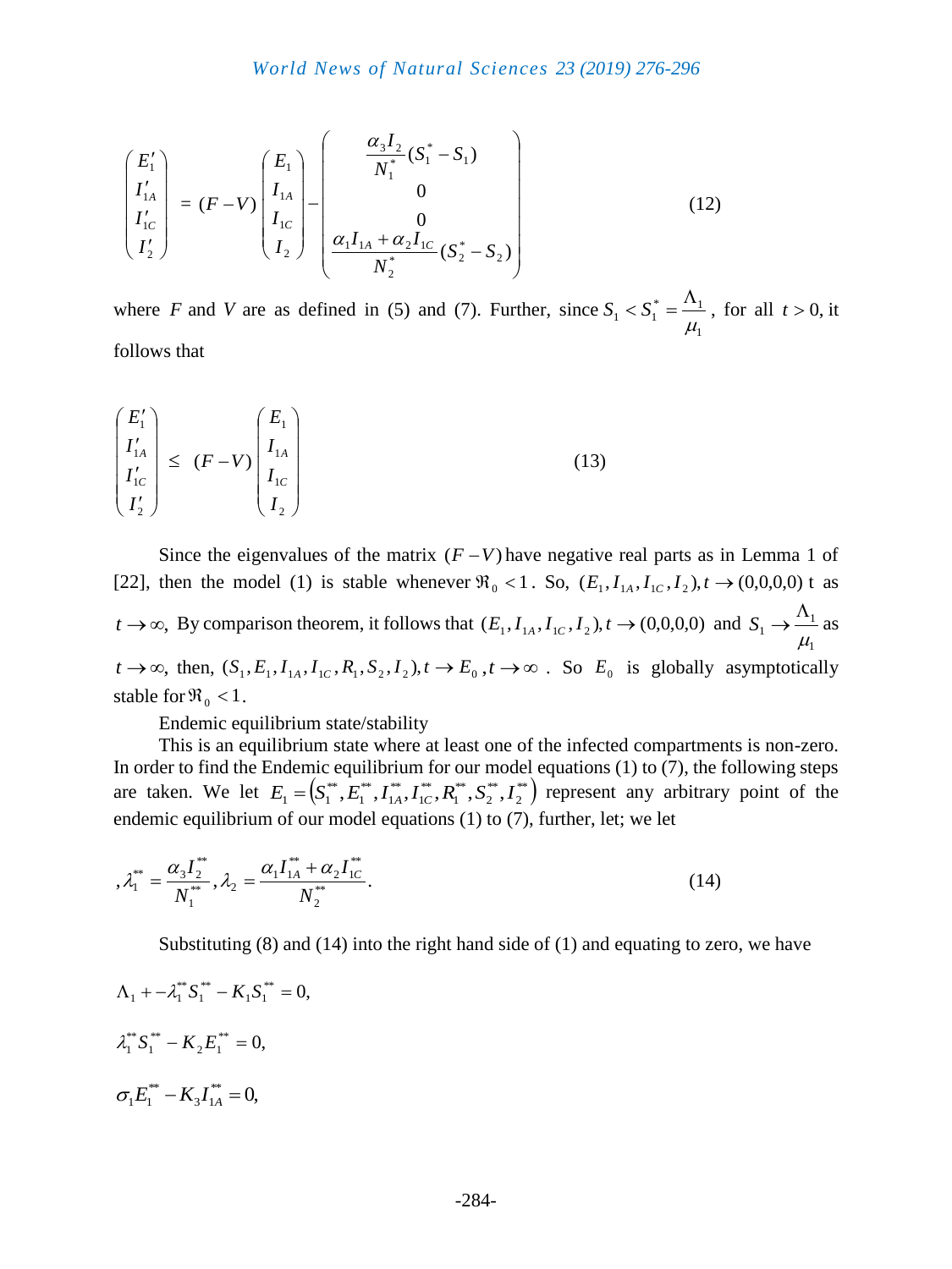$$
\begin{pmatrix} E_1' \\ I_{1A}' \\ I_{1C}' \\ I_2' \end{pmatrix} = (F-V)\begin{pmatrix} E_1 \\ I_{1A} \\ I_{1C} \\ I_2 \end{pmatrix} - \begin{pmatrix} \dfrac{\alpha_3 I_2}{N_1^*}(S_1^* - S_1) \\ 0 \\ 0 \\ \dfrac{\alpha_1 I_{1A} + \alpha_2 I_{1C}}{N_2^*}(S_2^* - S_2) \end{pmatrix} \tag{12}
$$

where $F$ and $V$ are as defined in (5) and (7). Further, since $S_1 < S_1^* = \dfrac{\Lambda_1}{\mu_1}$, for all $t > 0$, it follows that

$$
\begin{pmatrix} E_1' \\ I_{1A}' \\ I_{1C}' \\ I_2' \end{pmatrix} \leq (F-V)\begin{pmatrix} E_1 \\ I_{1A} \\ I_{1C} \\ I_2 \end{pmatrix} \tag{13}
$$

Since the eigenvalues of the matrix $(F-V)$ have negative real parts as in Lemma 1 of [22], then the model (1) is stable whenever $\Re_0 < 1$. So, $(E_1, I_{1A}, I_{1C}, I_2), t \to (0,0,0,0)$ t as $t \to \infty$, By comparison theorem, it follows that $(E_1, I_{1A}, I_{1C}, I_2), t \to (0,0,0,0)$ and $S_1 \to \dfrac{\Lambda_1}{\mu_1}$ as $t \to \infty$, then, $(S_1, E_1, I_{1A}, I_{1C}, R_1, S_2, I_2), t \to E_0, t \to \infty$. So $E_0$ is globally asymptotically stable for $\Re_0 < 1$.

Endemic equilibrium state/stability

This is an equilibrium state where at least one of the infected compartments is non-zero. In order to find the Endemic equilibrium for our model equations (1) to (7), the following steps are taken. We let $E_1 = \left(S_1^{**}, E_1^{**}, I_{1A}^{**}, I_{1C}^{**}, R_1^{**}, S_2^{**}, I_2^{**}\right)$ represent any arbitrary point of the endemic equilibrium of our model equations (1) to (7), further, let; we let

$$
,\lambda_1^{**} = \frac{\alpha_3 I_2^{**}}{N_1^{**}}, \lambda_2 = \frac{\alpha_1 I_{1A}^{**} + \alpha_2 I_{1C}^{**}}{N_2^{**}}. \tag{14}
$$

Substituting (8) and (14) into the right hand side of (1) and equating to zero, we have

$$
\Lambda_1 + -\lambda_1^{**} S_1^{**} - K_1 S_1^{**} = 0,
$$

$$
\lambda_1^{**} S_1^{**} - K_2 E_1^{**} = 0,
$$

$$
\sigma_1 E_1^{**} - K_3 I_{1A}^{**} = 0,
$$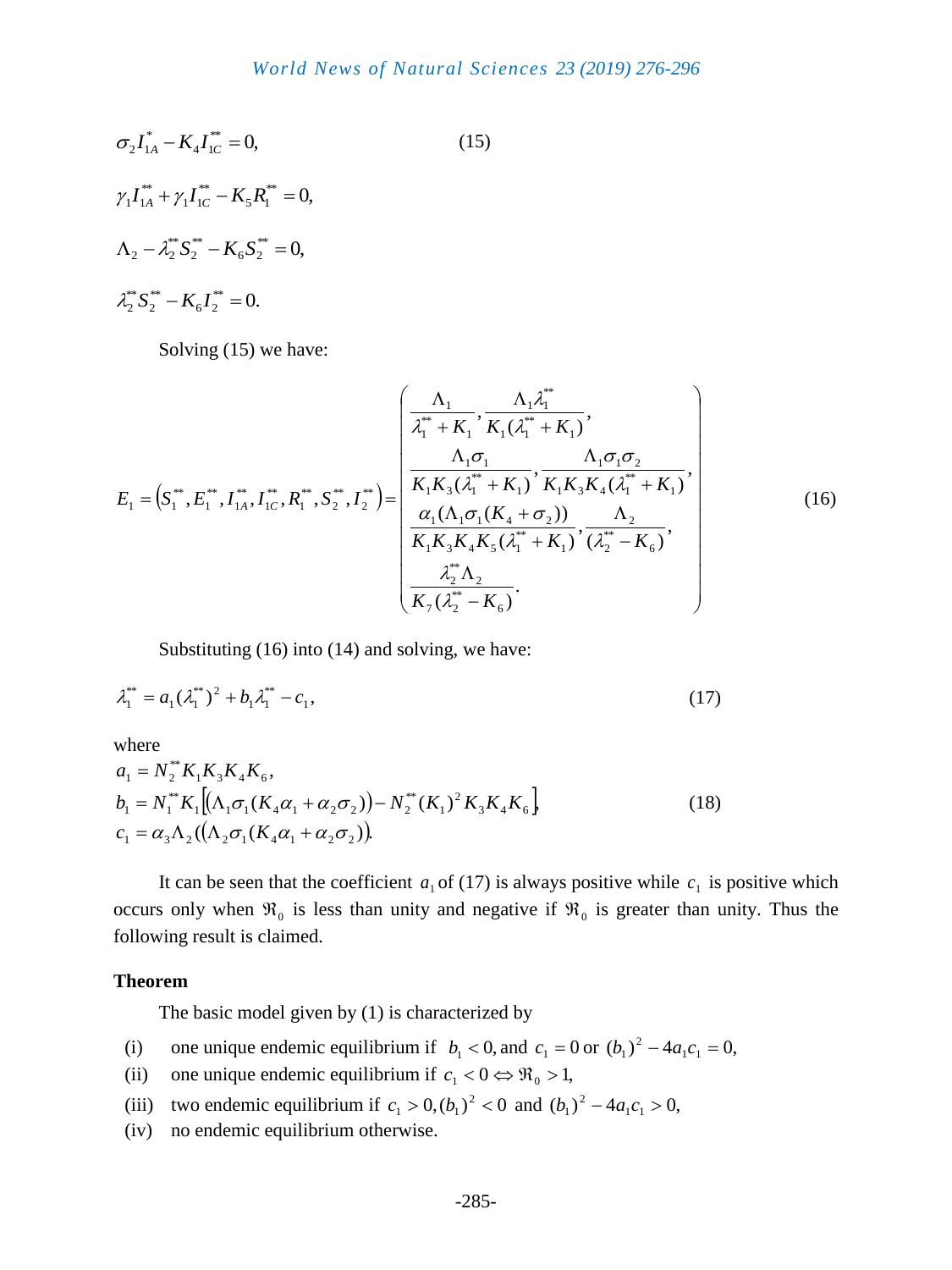$$\sigma_2 I_{1A}^* - K_4 I_{1C}^{**} = 0, \tag{15}$$

$$\gamma_1 I_{1A}^{**} + \gamma_1 I_{1C}^{**} - K_5 R_1^{**} = 0,$$

$$\Lambda_2 - \lambda_2^{**} S_2^{**} - K_6 S_2^{**} = 0,$$

$$\lambda_2^{**} S_2^{**} - K_6 I_2^{**} = 0.$$

Solving (15) we have:

$$E_1 = \left(S_1^{**}, E_1^{**}, I_{1A}^{**}, I_{1C}^{**}, R_1^{**}, S_2^{**}, I_2^{**}\right) = \begin{pmatrix} \dfrac{\Lambda_1}{\lambda_1^{**} + K_1}, \dfrac{\Lambda_1 \lambda_1^{**}}{K_1(\lambda_1^{**} + K_1)}, \\ \dfrac{\Lambda_1 \sigma_1}{K_1 K_3 (\lambda_1^{**} + K_1)}, \dfrac{\Lambda_1 \sigma_1 \sigma_2}{K_1 K_3 K_4 (\lambda_1^{**} + K_1)}, \\ \dfrac{\alpha_1 (\Lambda_1 \sigma_1 (K_4 + \sigma_2))}{K_1 K_3 K_4 K_5 (\lambda_1^{**} + K_1)}, \dfrac{\Lambda_2}{(\lambda_2^{**} - K_6)}, \\ \dfrac{\lambda_2^{**} \Lambda_2}{K_7 (\lambda_2^{**} - K_6)}. \end{pmatrix} \tag{16}$$

Substituting (16) into (14) and solving, we have:

$$\lambda_1^{**} = a_1 (\lambda_1^{**})^2 + b_1 \lambda_1^{**} - c_1, \tag{17}$$

where

$$\begin{aligned} a_1 &= N_2^{**} K_1 K_3 K_4 K_6, \\ b_1 &= N_1^{**} K_1 \left[ \left(\Lambda_1 \sigma_1 (K_4 \alpha_1 + \alpha_2 \sigma_2)\right) - N_2^{**} (K_1)^2 K_3 K_4 K_6 \right], \\ c_1 &= \alpha_3 \Lambda_2 \left(\left(\Lambda_2 \sigma_1 (K_4 \alpha_1 + \alpha_2 \sigma_2)\right)\right). \end{aligned} \tag{18}$$

It can be seen that the coefficient $a_1$ of (17) is always positive while $c_1$ is positive which occurs only when $\Re_0$ is less than unity and negative if $\Re_0$ is greater than unity. Thus the following result is claimed.

**Theorem**

The basic model given by (1) is characterized by

(i) one unique endemic equilibrium if $b_1 < 0$, and $c_1 = 0$ or $(b_1)^2 - 4a_1 c_1 = 0$,

(ii) one unique endemic equilibrium if $c_1 < 0 \Leftrightarrow \Re_0 > 1$,

(iii) two endemic equilibrium if $c_1 > 0, (b_1)^2 < 0$ and $(b_1)^2 - 4a_1 c_1 > 0$,

(iv) no endemic equilibrium otherwise.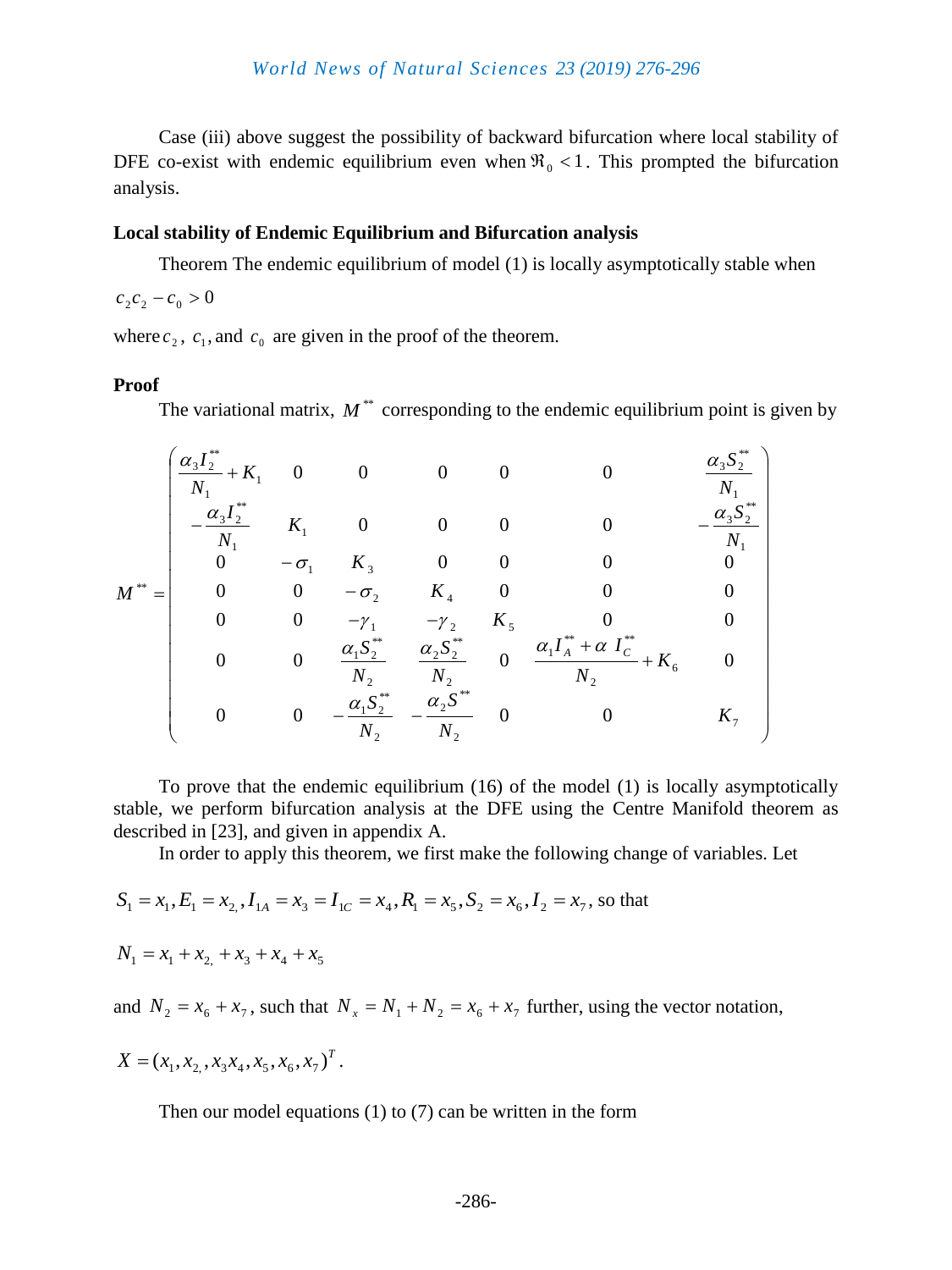Case (iii) above suggest the possibility of backward bifurcation where local stability of DFE co-exist with endemic equilibrium even when $\Re_0 < 1$. This prompted the bifurcation analysis.

**Local stability of Endemic Equilibrium and Bifurcation analysis**

Theorem The endemic equilibrium of model (1) is locally asymptotically stable when

$$c_2 c_2 - c_0 > 0$$

where $c_2$, $c_1$, and $c_0$ are given in the proof of the theorem.

**Proof**

The variational matrix, $M^{**}$ corresponding to the endemic equilibrium point is given by

$$M^{**} = \begin{pmatrix} \frac{\alpha_3 I_2^{**}}{N_1} + K_1 & 0 & 0 & 0 & 0 & 0 & \frac{\alpha_3 S_2^{**}}{N_1} \\ -\frac{\alpha_3 I_2^{**}}{N_1} & K_1 & 0 & 0 & 0 & 0 & -\frac{\alpha_3 S_2^{**}}{N_1} \\ 0 & -\sigma_1 & K_3 & 0 & 0 & 0 & 0 \\ 0 & 0 & -\sigma_2 & K_4 & 0 & 0 & 0 \\ 0 & 0 & -\gamma_1 & -\gamma_2 & K_5 & 0 & 0 \\ 0 & 0 & \frac{\alpha_1 S_2^{**}}{N_2} & \frac{\alpha_2 S_2^{**}}{N_2} & 0 & \frac{\alpha_1 I_A^{**} + \alpha\ I_C^{**}}{N_2} + K_6 & 0 \\ 0 & 0 & -\frac{\alpha_1 S_2^{**}}{N_2} & -\frac{\alpha_2 S^{**}}{N_2} & 0 & 0 & K_7 \end{pmatrix}$$

To prove that the endemic equilibrium (16) of the model (1) is locally asymptotically stable, we perform bifurcation analysis at the DFE using the Centre Manifold theorem as described in [23], and given in appendix A.

In order to apply this theorem, we first make the following change of variables. Let

$S_1 = x_1, E_1 = x_{2,}, I_{1A} = x_3 = I_{1C} = x_4, R_1 = x_5, S_2 = x_6, I_2 = x_7$, so that

$N_1 = x_1 + x_{2,} + x_3 + x_4 + x_5$

and $N_2 = x_6 + x_7$, such that $N_x = N_1 + N_2 = x_6 + x_7$ further, using the vector notation,

$X = (x_1, x_{2,}, x_3 x_4, x_5, x_6, x_7)^T$.

Then our model equations (1) to (7) can be written in the form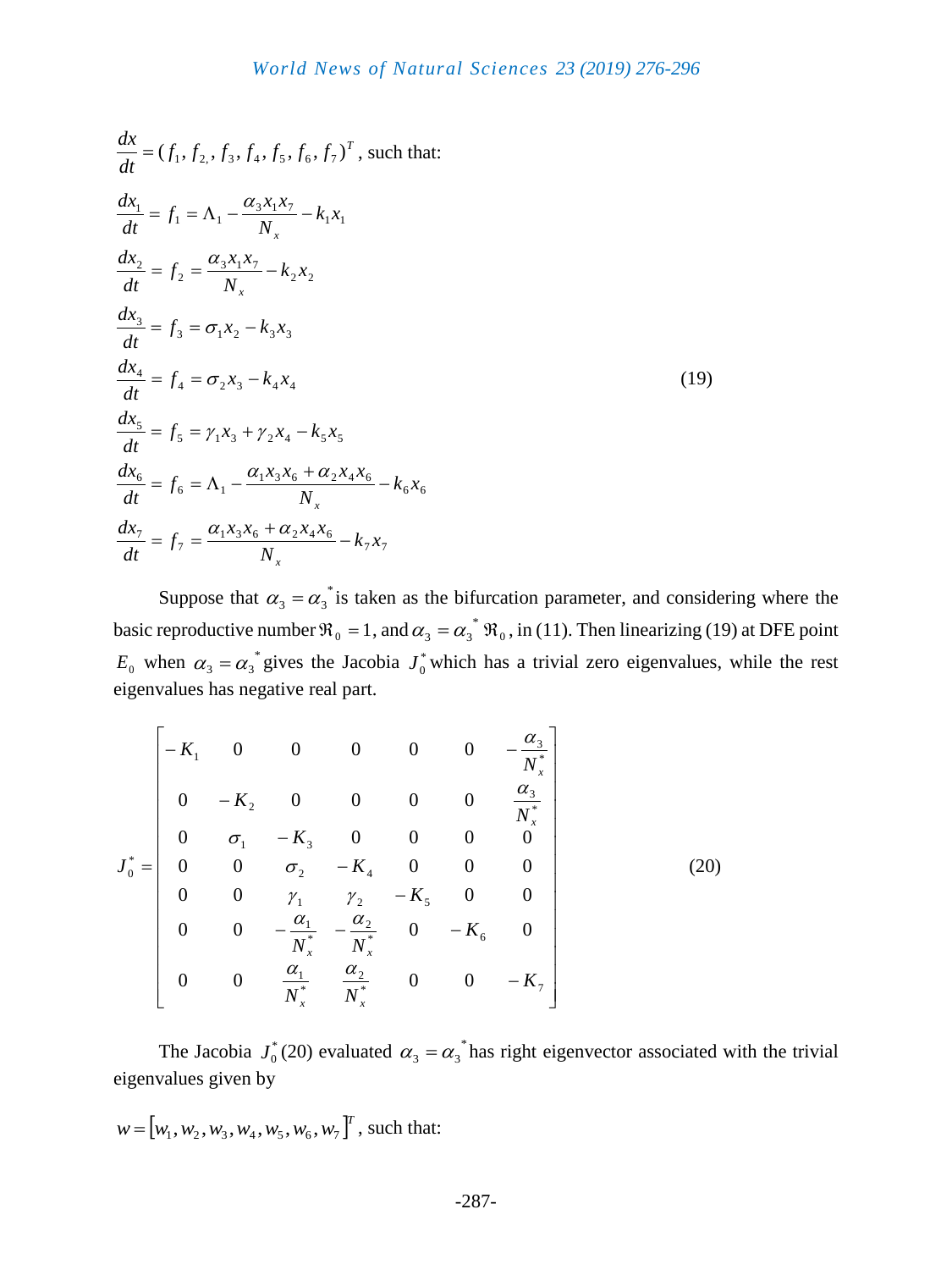$$\frac{dx}{dt} = (f_1, f_{2,}, f_3, f_4, f_5, f_6, f_7)^T \text{, such that:}$$

$$
\begin{aligned}
\frac{dx_1}{dt} &= f_1 = \Lambda_1 - \frac{\alpha_3 x_1 x_7}{N_x} - k_1 x_1 \\
\frac{dx_2}{dt} &= f_2 = \frac{\alpha_3 x_1 x_7}{N_x} - k_2 x_2 \\
\frac{dx_3}{dt} &= f_3 = \sigma_1 x_2 - k_3 x_3 \\
\frac{dx_4}{dt} &= f_4 = \sigma_2 x_3 - k_4 x_4 \\
\frac{dx_5}{dt} &= f_5 = \gamma_1 x_3 + \gamma_2 x_4 - k_5 x_5 \\
\frac{dx_6}{dt} &= f_6 = \Lambda_1 - \frac{\alpha_1 x_3 x_6 + \alpha_2 x_4 x_6}{N_x} - k_6 x_6 \\
\frac{dx_7}{dt} &= f_7 = \frac{\alpha_1 x_3 x_6 + \alpha_2 x_4 x_6}{N_x} - k_7 x_7
\end{aligned} \tag{19}
$$

Suppose that $\alpha_3 = \alpha_3^*$ is taken as the bifurcation parameter, and considering where the basic reproductive number $\Re_0 = 1$, and $\alpha_3 = \alpha_3^* \Re_0$, in (11). Then linearizing (19) at DFE point $E_0$ when $\alpha_3 = \alpha_3^*$ gives the Jacobia $J_0^*$ which has a trivial zero eigenvalues, while the rest eigenvalues has negative real part.

$$
J_0^* = \begin{bmatrix}
-K_1 & 0 & 0 & 0 & 0 & 0 & -\frac{\alpha_3}{N_x^*} \\
0 & -K_2 & 0 & 0 & 0 & 0 & \frac{\alpha_3}{N_x^*} \\
0 & \sigma_1 & -K_3 & 0 & 0 & 0 & 0 \\
0 & 0 & \sigma_2 & -K_4 & 0 & 0 & 0 \\
0 & 0 & \gamma_1 & \gamma_2 & -K_5 & 0 & 0 \\
0 & 0 & -\frac{\alpha_1}{N_x^*} & -\frac{\alpha_2}{N_x^*} & 0 & -K_6 & 0 \\
0 & 0 & \frac{\alpha_1}{N_x^*} & \frac{\alpha_2}{N_x^*} & 0 & 0 & -K_7
\end{bmatrix} \tag{20}
$$

The Jacobia $J_0^*$ (20) evaluated $\alpha_3 = \alpha_3^*$ has right eigenvector associated with the trivial eigenvalues given by

$w = [w_1, w_2, w_3, w_4, w_5, w_6, w_7]^T$, such that: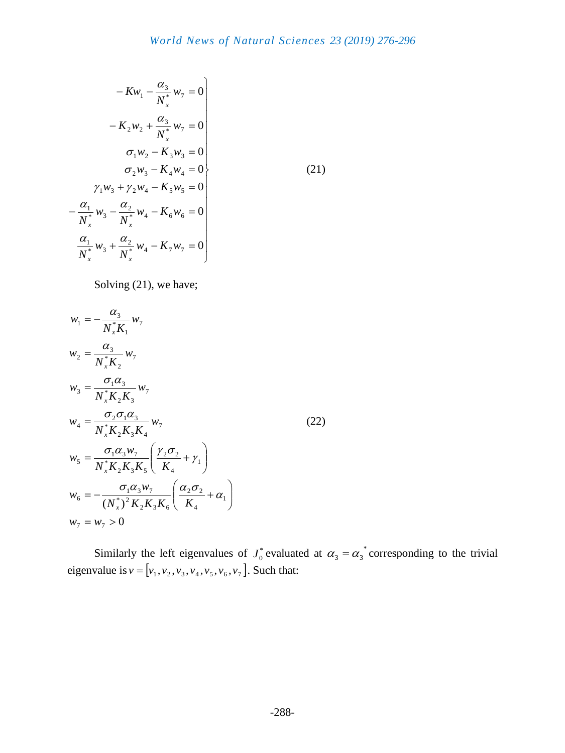$$
\left.\begin{aligned}
-Kw_1 - \frac{\alpha_3}{N_x^*} w_7 &= 0 \\
-K_2 w_2 + \frac{\alpha_3}{N_x^*} w_7 &= 0 \\
\sigma_1 w_2 - K_3 w_3 &= 0 \\
\sigma_2 w_3 - K_4 w_4 &= 0 \\
\gamma_1 w_3 + \gamma_2 w_4 - K_5 w_5 &= 0 \\
-\frac{\alpha_1}{N_x^*} w_3 - \frac{\alpha_2}{N_x^*} w_4 - K_6 w_6 &= 0 \\
\frac{\alpha_1}{N_x^*} w_3 + \frac{\alpha_2}{N_x^*} w_4 - K_7 w_7 &= 0
\end{aligned}\right\} \tag{21}
$$

Solving (21), we have;

$$
\begin{aligned}
w_1 &= -\frac{\alpha_3}{N_x^* K_1} w_7 \\
w_2 &= \frac{\alpha_3}{N_x^* K_2} w_7 \\
w_3 &= \frac{\sigma_1 \alpha_3}{N_x^* K_2 K_3} w_7 \\
w_4 &= \frac{\sigma_2 \sigma_1 \alpha_3}{N_x^* K_2 K_3 K_4} w_7 \\
w_5 &= \frac{\sigma_1 \alpha_3 w_7}{N_x^* K_2 K_3 K_5} \left( \frac{\gamma_2 \sigma_2}{K_4} + \gamma_1 \right) \\
w_6 &= -\frac{\sigma_1 \alpha_3 w_7}{(N_x^*)^2 K_2 K_3 K_6} \left( \frac{\alpha_2 \sigma_2}{K_4} + \alpha_1 \right) \\
w_7 &= w_7 > 0
\end{aligned} \tag{22}
$$

Similarly the left eigenvalues of $J_0^*$ evaluated at $\alpha_3 = \alpha_3^*$ corresponding to the trivial eigenvalue is $v = [v_1, v_2, v_3, v_4, v_5, v_6, v_7]$. Such that: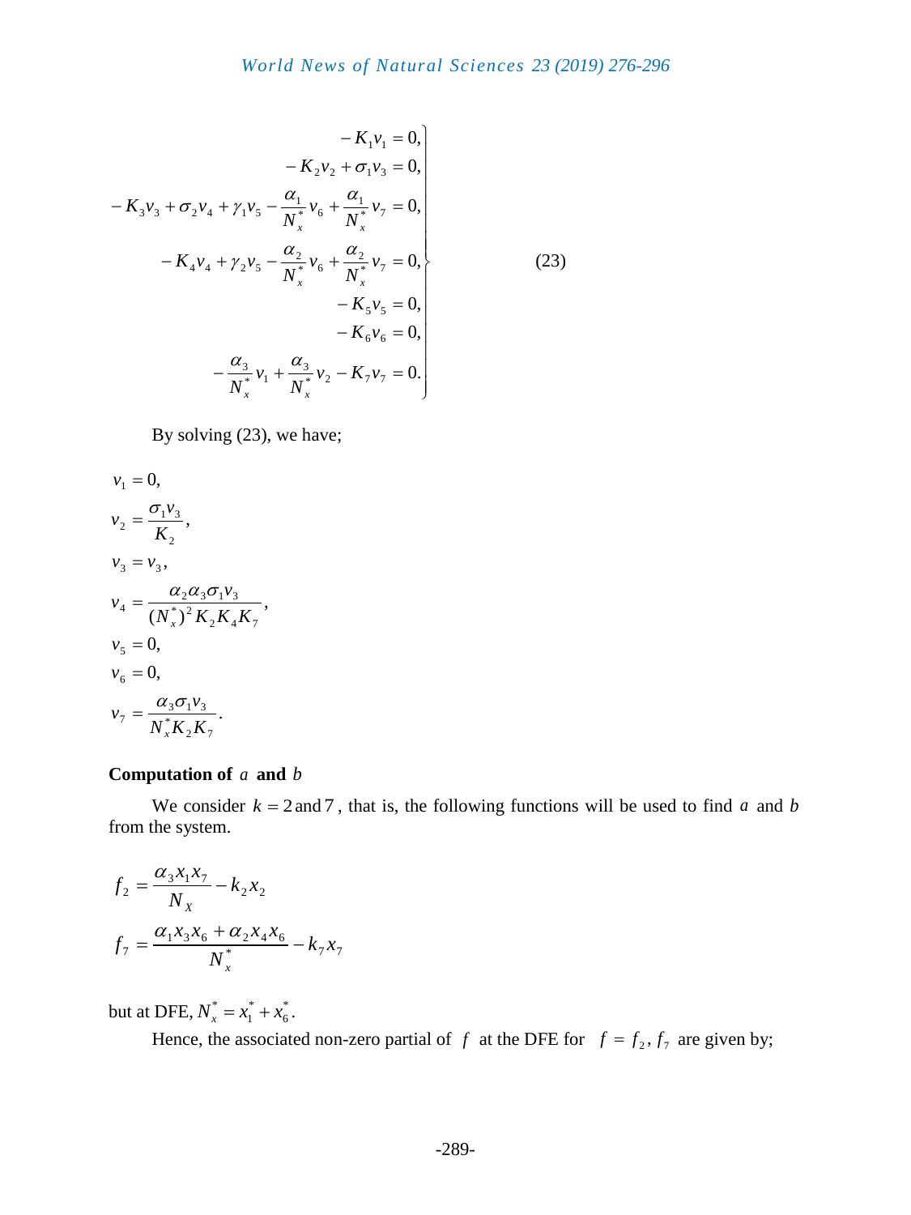$$
\left.
\begin{aligned}
-K_1 v_1 &= 0, \\
-K_2 v_2 + \sigma_1 v_3 &= 0, \\
-K_3 v_3 + \sigma_2 v_4 + \gamma_1 v_5 - \frac{\alpha_1}{N_x^*} v_6 + \frac{\alpha_1}{N_x^*} v_7 &= 0, \\
-K_4 v_4 + \gamma_2 v_5 - \frac{\alpha_2}{N_x^*} v_6 + \frac{\alpha_2}{N_x^*} v_7 &= 0, \\
-K_5 v_5 &= 0, \\
-K_6 v_6 &= 0, \\
-\frac{\alpha_3}{N_x^*} v_1 + \frac{\alpha_3}{N_x^*} v_2 - K_7 v_7 &= 0.
\end{aligned}
\right\} \tag{23}
$$

By solving (23), we have;

$$
\begin{aligned}
v_1 &= 0, \\
v_2 &= \frac{\sigma_1 v_3}{K_2}, \\
v_3 &= v_3, \\
v_4 &= \frac{\alpha_2 \alpha_3 \sigma_1 v_3}{(N_x^*)^2 K_2 K_4 K_7}, \\
v_5 &= 0, \\
v_6 &= 0, \\
v_7 &= \frac{\alpha_3 \sigma_1 v_3}{N_x^* K_2 K_7}.
\end{aligned}
$$

**Computation of $a$ and $b$**

We consider $k = 2$ and $7$, that is, the following functions will be used to find $a$ and $b$ from the system.

$$
f_2 = \frac{\alpha_3 x_1 x_7}{N_X} - k_2 x_2
$$

$$
f_7 = \frac{\alpha_1 x_3 x_6 + \alpha_2 x_4 x_6}{N_x^*} - k_7 x_7
$$

but at DFE, $N_x^* = x_1^* + x_6^*$.

Hence, the associated non-zero partial of $f$ at the DFE for $f = f_2, f_7$ are given by;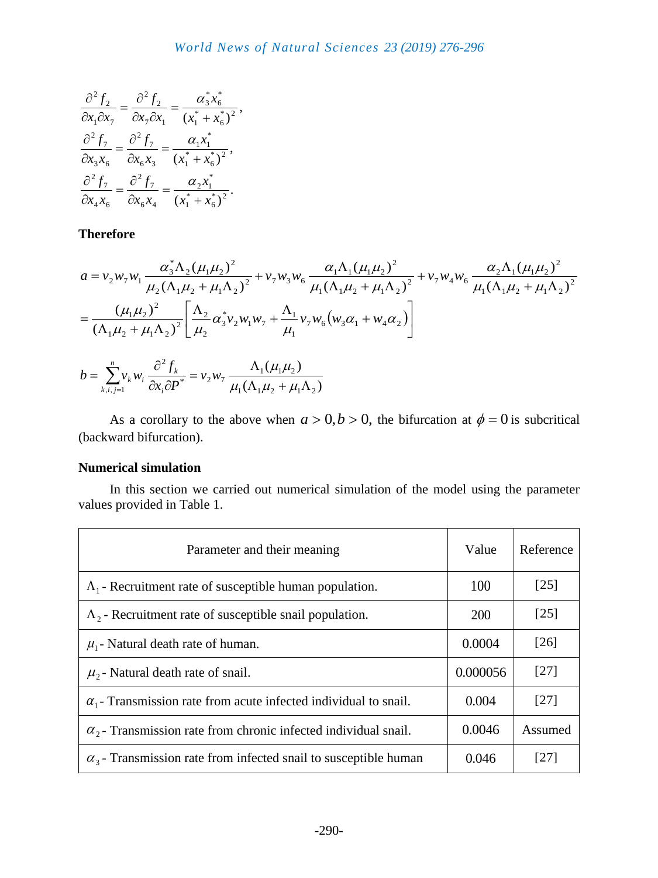$$\frac{\partial^2 f_2}{\partial x_1 \partial x_7} = \frac{\partial^2 f_2}{\partial x_7 \partial x_1} = \frac{\alpha_3^* x_6^*}{(x_1^* + x_6^*)^2},$$

$$\frac{\partial^2 f_7}{\partial x_3 x_6} = \frac{\partial^2 f_7}{\partial x_6 x_3} = \frac{\alpha_1 x_1^*}{(x_1^* + x_6^*)^2},$$

$$\frac{\partial^2 f_7}{\partial x_4 x_6} = \frac{\partial^2 f_7}{\partial x_6 x_4} = \frac{\alpha_2 x_1^*}{(x_1^* + x_6^*)^2}.$$

**Therefore**

$$a = v_2 w_7 w_1 \frac{\alpha_3^* \Lambda_2 (\mu_1 \mu_2)^2}{\mu_2 (\Lambda_1 \mu_2 + \mu_1 \Lambda_2)^2} + v_7 w_3 w_6 \frac{\alpha_1 \Lambda_1 (\mu_1 \mu_2)^2}{\mu_1 (\Lambda_1 \mu_2 + \mu_1 \Lambda_2)^2} + v_7 w_4 w_6 \frac{\alpha_2 \Lambda_1 (\mu_1 \mu_2)^2}{\mu_1 (\Lambda_1 \mu_2 + \mu_1 \Lambda_2)^2}$$

$$= \frac{(\mu_1 \mu_2)^2}{(\Lambda_1 \mu_2 + \mu_1 \Lambda_2)^2} \left[ \frac{\Lambda_2}{\mu_2} \alpha_3^* v_2 w_1 w_7 + \frac{\Lambda_1}{\mu_1} v_7 w_6 \left( w_3 \alpha_1 + w_4 \alpha_2 \right) \right]$$

$$b = \sum_{k,i,j=1}^{n} v_k w_i \frac{\partial^2 f_k}{\partial x_i \partial P^*} = v_2 w_7 \frac{\Lambda_1 (\mu_1 \mu_2)}{\mu_1 (\Lambda_1 \mu_2 + \mu_1 \Lambda_2)}$$

As a corollary to the above when $a > 0, b > 0,$ the bifurcation at $\phi = 0$ is subcritical (backward bifurcation).

**Numerical simulation**

In this section we carried out numerical simulation of the model using the parameter values provided in Table 1.

| Parameter and their meaning | Value | Reference |
|---|---|---|
| $\Lambda_1$ - Recruitment rate of susceptible human population. | 100 | [25] |
| $\Lambda_2$ - Recruitment rate of susceptible snail population. | 200 | [25] |
| $\mu_1$ - Natural death rate of human. | 0.0004 | [26] |
| $\mu_2$ - Natural death rate of snail. | 0.000056 | [27] |
| $\alpha_1$ - Transmission rate from acute infected individual to snail. | 0.004 | [27] |
| $\alpha_2$ - Transmission rate from chronic infected individual snail. | 0.0046 | Assumed |
| $\alpha_3$ - Transmission rate from infected snail to susceptible human | 0.046 | [27] |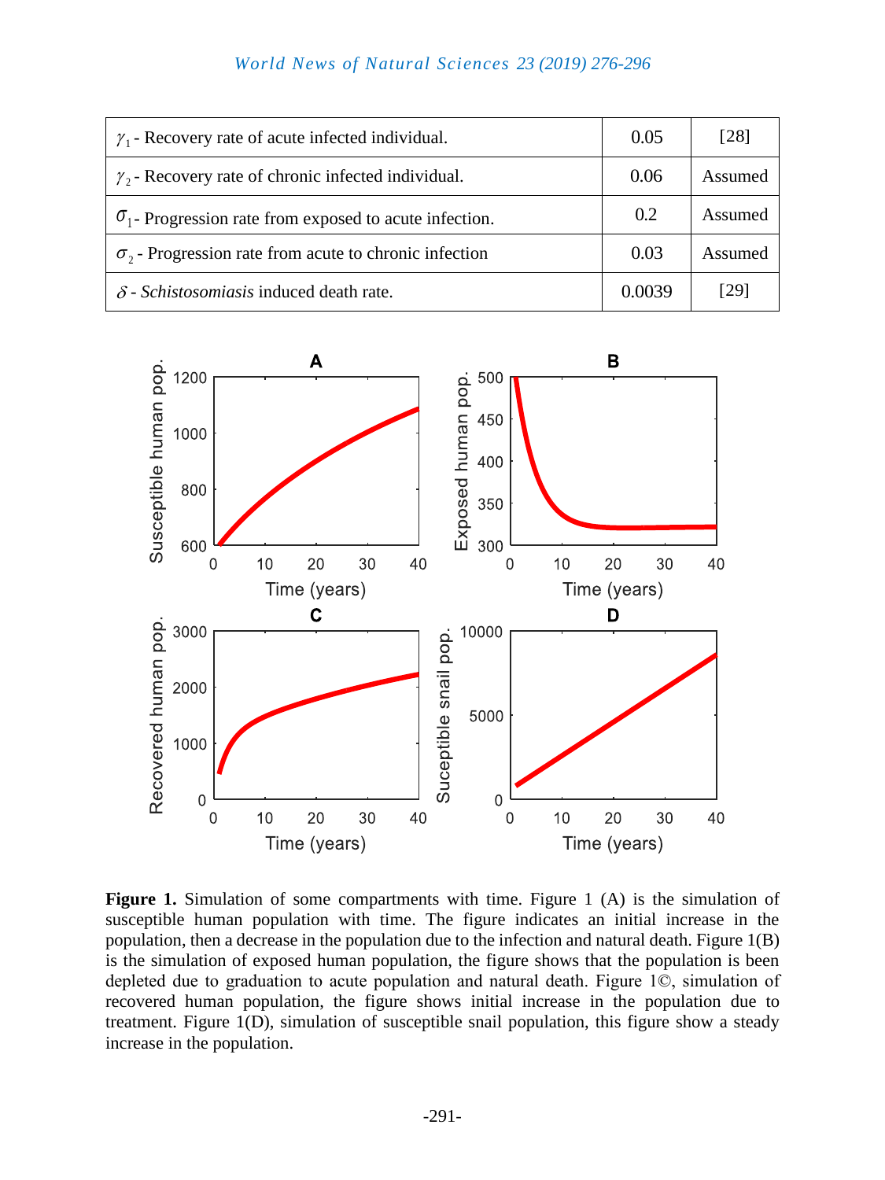| | | |
|---|---|---|
| $\gamma_1$ - Recovery rate of acute infected individual. | 0.05 | [28] |
| $\gamma_2$ - Recovery rate of chronic infected individual. | 0.06 | Assumed |
| $\sigma_1$ - Progression rate from exposed to acute infection. | 0.2 | Assumed |
| $\sigma_2$ - Progression rate from acute to chronic infection | 0.03 | Assumed |
| $\delta$ - *Schistosomiasis* induced death rate. | 0.0039 | [29] |

**Figure 1.** Simulation of some compartments with time. Figure 1 (A) is the simulation of susceptible human population with time. The figure indicates an initial increase in the population, then a decrease in the population due to the infection and natural death. Figure 1(B) is the simulation of exposed human population, the figure shows that the population is been depleted due to graduation to acute population and natural death. Figure 1©, simulation of recovered human population, the figure shows initial increase in the population due to treatment. Figure 1(D), simulation of susceptible snail population, this figure show a steady increase in the population.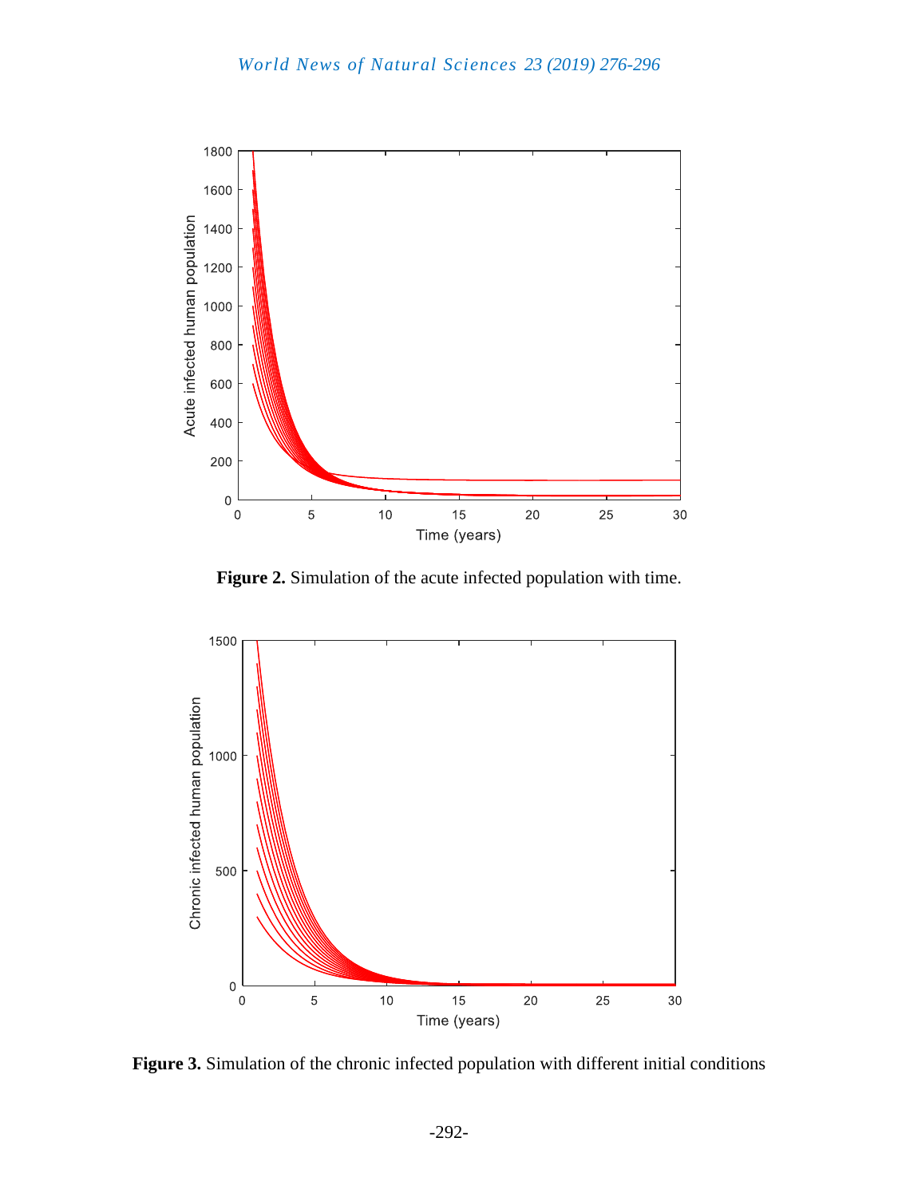Figure 2. Simulation of the acute infected population with time.

Figure 3. Simulation of the chronic infected population with different initial conditions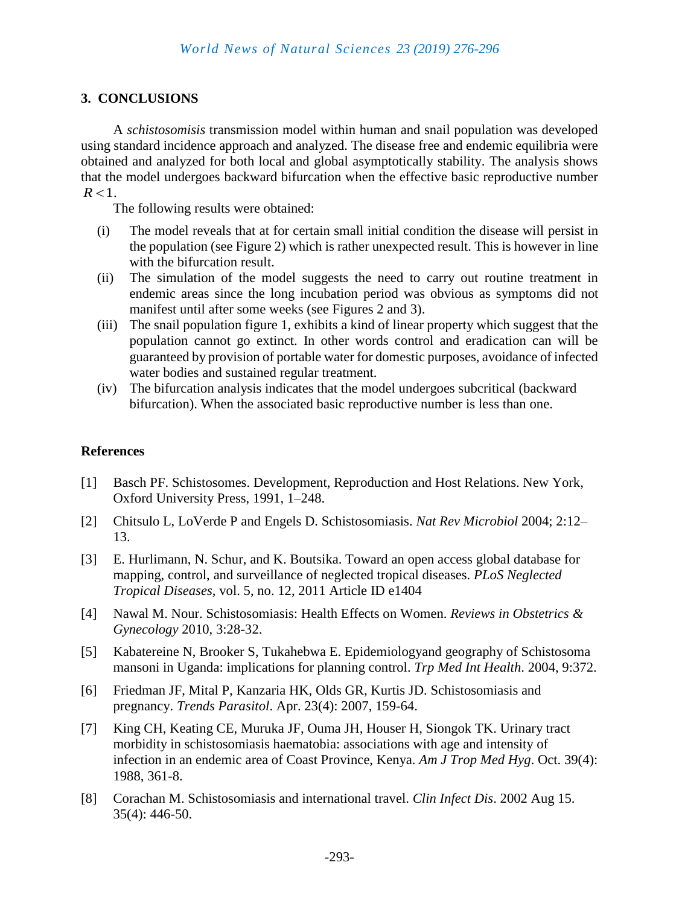## 3. CONCLUSIONS

A *schistosomisis* transmission model within human and snail population was developed using standard incidence approach and analyzed. The disease free and endemic equilibria were obtained and analyzed for both local and global asymptotically stability. The analysis shows that the model undergoes backward bifurcation when the effective basic reproductive number $R < 1$.

The following results were obtained:

(i) The model reveals that at for certain small initial condition the disease will persist in the population (see Figure 2) which is rather unexpected result. This is however in line with the bifurcation result.

(ii) The simulation of the model suggests the need to carry out routine treatment in endemic areas since the long incubation period was obvious as symptoms did not manifest until after some weeks (see Figures 2 and 3).

(iii) The snail population figure 1, exhibits a kind of linear property which suggest that the population cannot go extinct. In other words control and eradication can will be guaranteed by provision of portable water for domestic purposes, avoidance of infected water bodies and sustained regular treatment.

(iv) The bifurcation analysis indicates that the model undergoes subcritical (backward bifurcation). When the associated basic reproductive number is less than one.

## References

[1] Basch PF. Schistosomes. Development, Reproduction and Host Relations. New York, Oxford University Press, 1991, 1–248.

[2] Chitsulo L, LoVerde P and Engels D. Schistosomiasis. *Nat Rev Microbiol* 2004; 2:12–13.

[3] E. Hurlimann, N. Schur, and K. Boutsika. Toward an open access global database for mapping, control, and surveillance of neglected tropical diseases. *PLoS Neglected Tropical Diseases*, vol. 5, no. 12, 2011 Article ID e1404

[4] Nawal M. Nour. Schistosomiasis: Health Effects on Women. *Reviews in Obstetrics & Gynecology* 2010, 3:28-32.

[5] Kabatereine N, Brooker S, Tukahebwa E. Epidemiologyand geography of Schistosoma mansoni in Uganda: implications for planning control. *Trp Med Int Health*. 2004, 9:372.

[6] Friedman JF, Mital P, Kanzaria HK, Olds GR, Kurtis JD. Schistosomiasis and pregnancy. *Trends Parasitol*. Apr. 23(4): 2007, 159-64.

[7] King CH, Keating CE, Muruka JF, Ouma JH, Houser H, Siongok TK. Urinary tract morbidity in schistosomiasis haematobia: associations with age and intensity of infection in an endemic area of Coast Province, Kenya. *Am J Trop Med Hyg*. Oct. 39(4): 1988, 361-8.

[8] Corachan M. Schistosomiasis and international travel. *Clin Infect Dis*. 2002 Aug 15. 35(4): 446-50.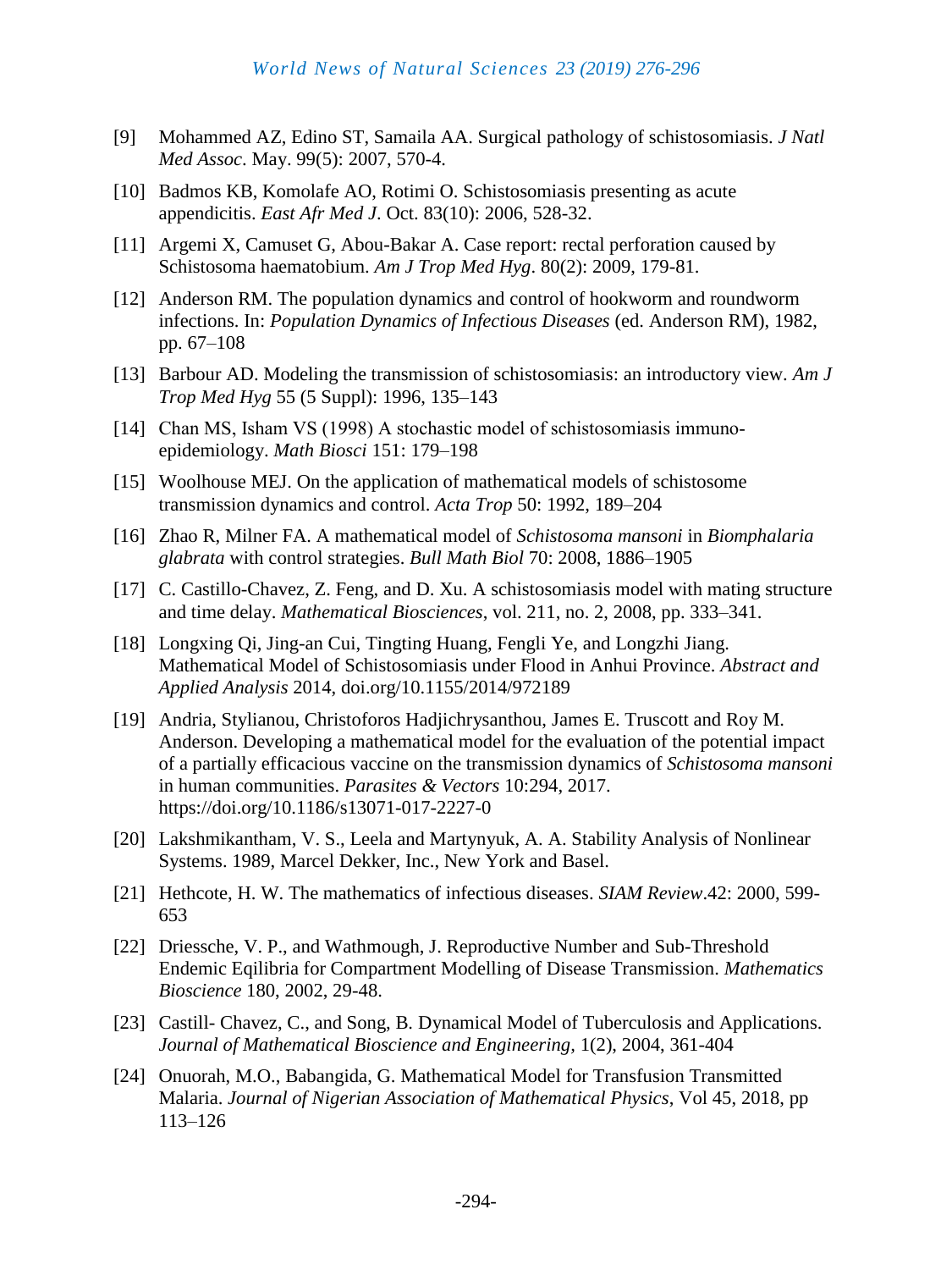[9] Mohammed AZ, Edino ST, Samaila AA. Surgical pathology of schistosomiasis. *J Natl Med Assoc*. May. 99(5): 2007, 570-4.

[10] Badmos KB, Komolafe AO, Rotimi O. Schistosomiasis presenting as acute appendicitis. *East Afr Med J*. Oct. 83(10): 2006, 528-32.

[11] Argemi X, Camuset G, Abou-Bakar A. Case report: rectal perforation caused by Schistosoma haematobium. *Am J Trop Med Hyg*. 80(2): 2009, 179-81.

[12] Anderson RM. The population dynamics and control of hookworm and roundworm infections. In: *Population Dynamics of Infectious Diseases* (ed. Anderson RM), 1982, pp. 67–108

[13] Barbour AD. Modeling the transmission of schistosomiasis: an introductory view. *Am J Trop Med Hyg* 55 (5 Suppl): 1996, 135–143

[14] Chan MS, Isham VS (1998) A stochastic model of schistosomiasis immuno-epidemiology. *Math Biosci* 151: 179–198

[15] Woolhouse MEJ. On the application of mathematical models of schistosome transmission dynamics and control. *Acta Trop* 50: 1992, 189–204

[16] Zhao R, Milner FA. A mathematical model of *Schistosoma mansoni* in *Biomphalaria glabrata* with control strategies. *Bull Math Biol* 70: 2008, 1886–1905

[17] C. Castillo-Chavez, Z. Feng, and D. Xu. A schistosomiasis model with mating structure and time delay. *Mathematical Biosciences*, vol. 211, no. 2, 2008, pp. 333–341.

[18] Longxing Qi, Jing-an Cui, Tingting Huang, Fengli Ye, and Longzhi Jiang. Mathematical Model of Schistosomiasis under Flood in Anhui Province. *Abstract and Applied Analysis* 2014, doi.org/10.1155/2014/972189

[19] Andria, Stylianou, Christoforos Hadjichrysanthou, James E. Truscott and Roy M. Anderson. Developing a mathematical model for the evaluation of the potential impact of a partially efficacious vaccine on the transmission dynamics of *Schistosoma mansoni* in human communities. *Parasites & Vectors* 10:294, 2017. https://doi.org/10.1186/s13071-017-2227-0

[20] Lakshmikantham, V. S., Leela and Martynyuk, A. A. Stability Analysis of Nonlinear Systems. 1989, Marcel Dekker, Inc., New York and Basel.

[21] Hethcote, H. W. The mathematics of infectious diseases. *SIAM Review*.42: 2000, 599-653

[22] Driessche, V. P., and Wathmough, J. Reproductive Number and Sub-Threshold Endemic Eqilibria for Compartment Modelling of Disease Transmission. *Mathematics Bioscience* 180, 2002, 29-48.

[23] Castill- Chavez, C., and Song, B. Dynamical Model of Tuberculosis and Applications. *Journal of Mathematical Bioscience and Engineering*, 1(2), 2004, 361-404

[24] Onuorah, M.O., Babangida, G. Mathematical Model for Transfusion Transmitted Malaria. *Journal of Nigerian Association of Mathematical Physics*, Vol 45, 2018, pp 113–126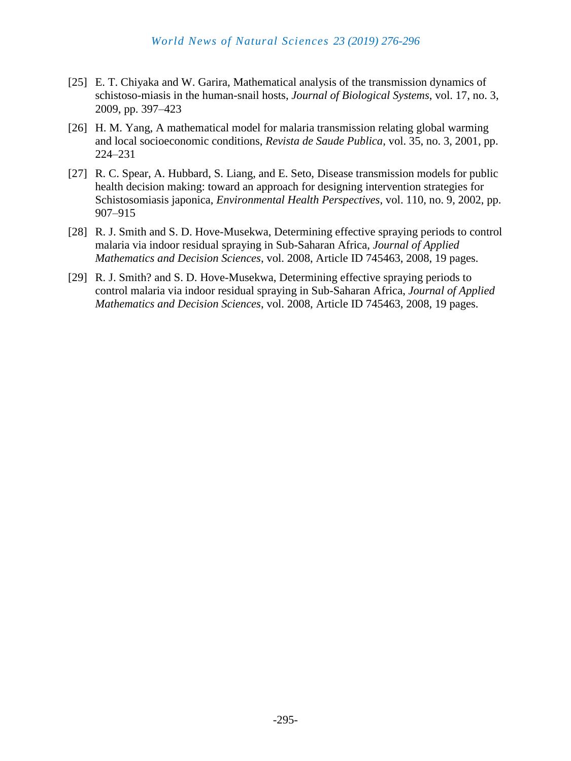[25] E. T. Chiyaka and W. Garira, Mathematical analysis of the transmission dynamics of schistoso-miasis in the human-snail hosts, *Journal of Biological Systems*, vol. 17, no. 3, 2009, pp. 397–423

[26] H. M. Yang, A mathematical model for malaria transmission relating global warming and local socioeconomic conditions, *Revista de Saude Publica*, vol. 35, no. 3, 2001, pp. 224–231

[27] R. C. Spear, A. Hubbard, S. Liang, and E. Seto, Disease transmission models for public health decision making: toward an approach for designing intervention strategies for Schistosomiasis japonica, *Environmental Health Perspectives*, vol. 110, no. 9, 2002, pp. 907–915

[28] R. J. Smith and S. D. Hove-Musekwa, Determining effective spraying periods to control malaria via indoor residual spraying in Sub-Saharan Africa, *Journal of Applied Mathematics and Decision Sciences*, vol. 2008, Article ID 745463, 2008, 19 pages.

[29] R. J. Smith? and S. D. Hove-Musekwa, Determining effective spraying periods to control malaria via indoor residual spraying in Sub-Saharan Africa, *Journal of Applied Mathematics and Decision Sciences*, vol. 2008, Article ID 745463, 2008, 19 pages.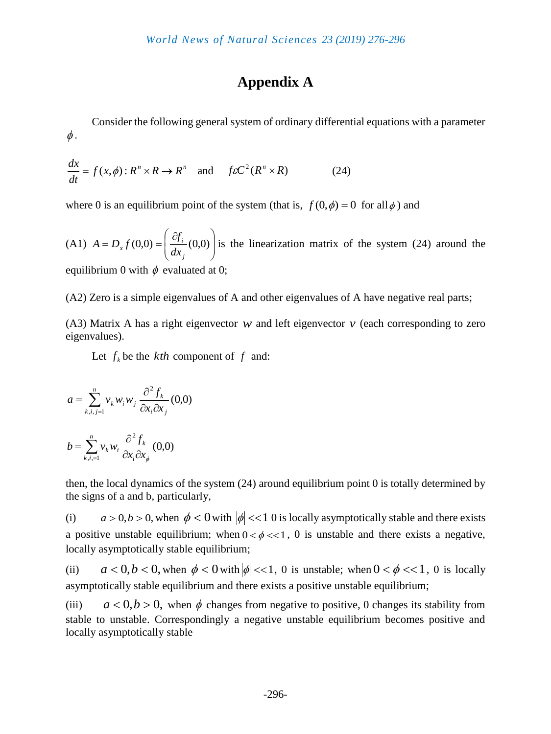# Appendix A

Consider the following general system of ordinary differential equations with a parameter $\phi$.

$$\frac{dx}{dt} = f(x,\phi): R^n \times R \rightarrow R^n \quad \text{and} \quad f \varepsilon C^2(R^n \times R) \tag{24}$$

where 0 is an equilibrium point of the system (that is, $f(0,\phi) = 0$ for all $\phi$) and

(A1) $A = D_x f(0,0) = \left( \frac{\partial f_i}{dx_j}(0,0) \right)$ is the linearization matrix of the system (24) around the equilibrium 0 with $\phi$ evaluated at 0;

(A2) Zero is a simple eigenvalues of A and other eigenvalues of A have negative real parts;

(A3) Matrix A has a right eigenvector $w$ and left eigenvector $v$ (each corresponding to zero eigenvalues).

Let $f_k$ be the $kth$ component of $f$ and:

$$a = \sum_{k,i,j=1}^{n} v_k w_i w_j \frac{\partial^2 f_k}{\partial x_i \partial x_j}(0,0)$$

$$b = \sum_{k,i,=1}^{n} v_k w_i \frac{\partial^2 f_k}{\partial x_i \partial x_\phi}(0,0)$$

then, the local dynamics of the system (24) around equilibrium point 0 is totally determined by the signs of a and b, particularly,

(i) $a > 0, b > 0$, when $\phi < 0$ with $|\phi| << 1$ 0 is locally asymptotically stable and there exists a positive unstable equilibrium; when $0 < \phi << 1$, 0 is unstable and there exists a negative, locally asymptotically stable equilibrium;

(ii) $a < 0, b < 0$, when $\phi < 0$ with $|\phi| << 1$, 0 is unstable; when $0 < \phi << 1$, 0 is locally asymptotically stable equilibrium and there exists a positive unstable equilibrium;

(iii) $a < 0, b > 0$, when $\phi$ changes from negative to positive, 0 changes its stability from stable to unstable. Correspondingly a negative unstable equilibrium becomes positive and locally asymptotically stable